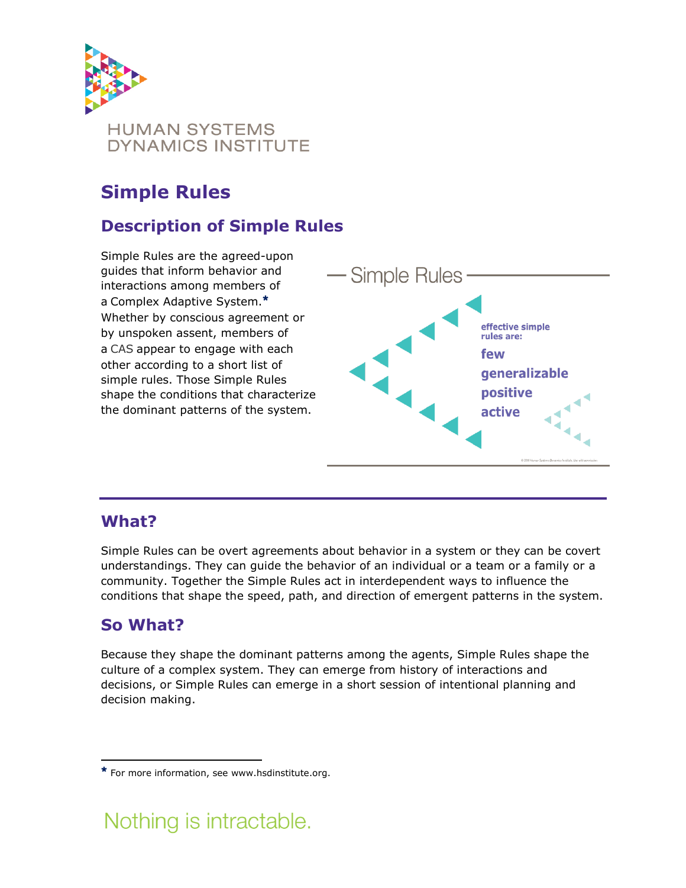HUMAN SYSTEMS
DYNAMICS INSTITUTE

# Simple Rules

## Description of Simple Rules

Simple Rules are the agreed-upon guides that inform behavior and interactions among members of a Complex Adaptive System.* Whether by conscious agreement or by unspoken assent, members of a CAS appear to engage with each other according to a short list of simple rules. Those Simple Rules shape the conditions that characterize the dominant patterns of the system.

Simple Rules

effective simple rules are:

few

generalizable

positive

active

## What?

Simple Rules can be overt agreements about behavior in a system or they can be covert understandings. They can guide the behavior of an individual or a team or a family or a community. Together the Simple Rules act in interdependent ways to influence the conditions that shape the speed, path, and direction of emergent patterns in the system.

## So What?

Because they shape the dominant patterns among the agents, Simple Rules shape the culture of a complex system. They can emerge from history of interactions and decisions, or Simple Rules can emerge in a short session of intentional planning and decision making.

* For more information, see www.hsdinstitute.org.

Nothing is intractable.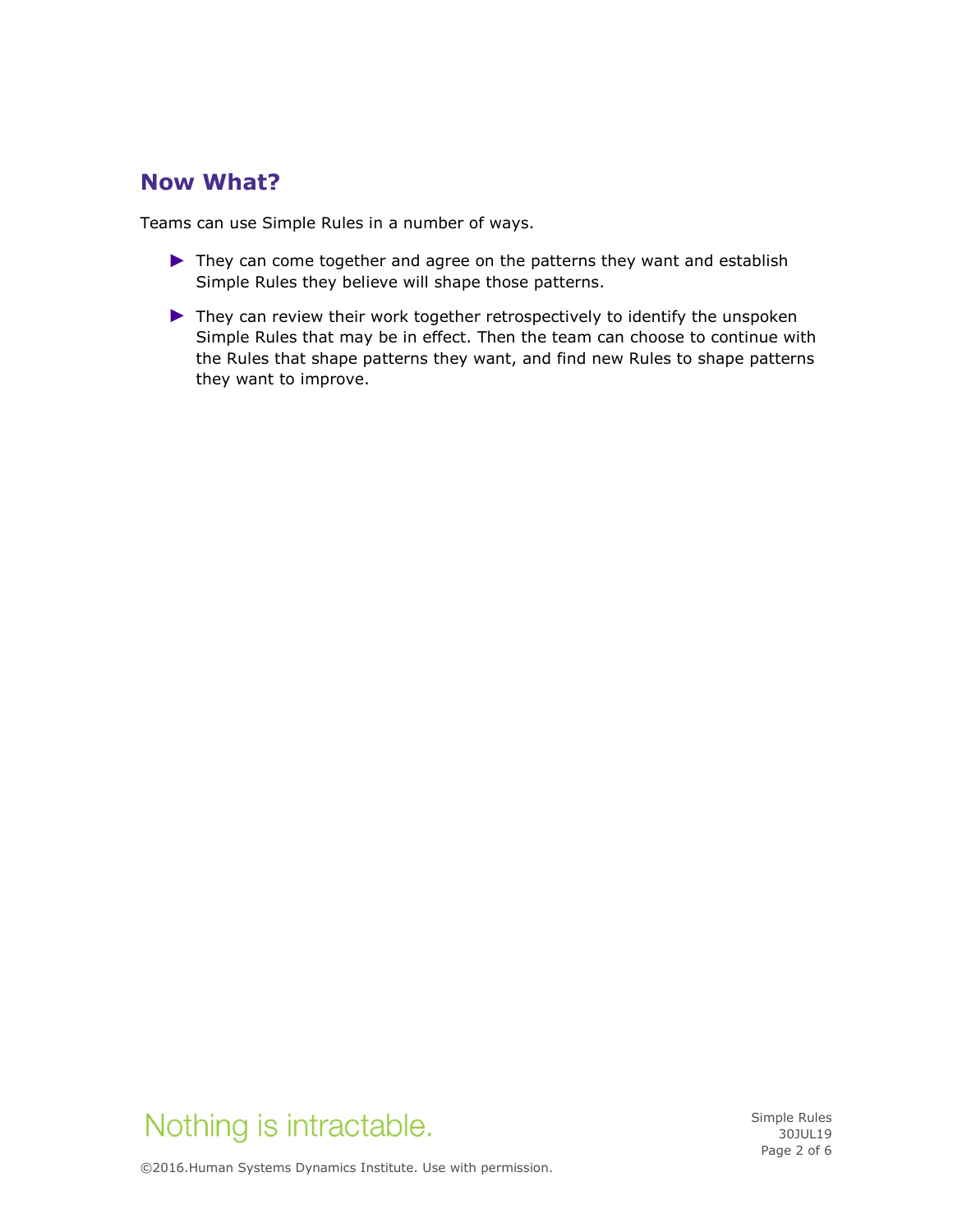## Now What?

Teams can use Simple Rules in a number of ways.

- They can come together and agree on the patterns they want and establish Simple Rules they believe will shape those patterns.
- They can review their work together retrospectively to identify the unspoken Simple Rules that may be in effect. Then the team can choose to continue with the Rules that shape patterns they want, and find new Rules to shape patterns they want to improve.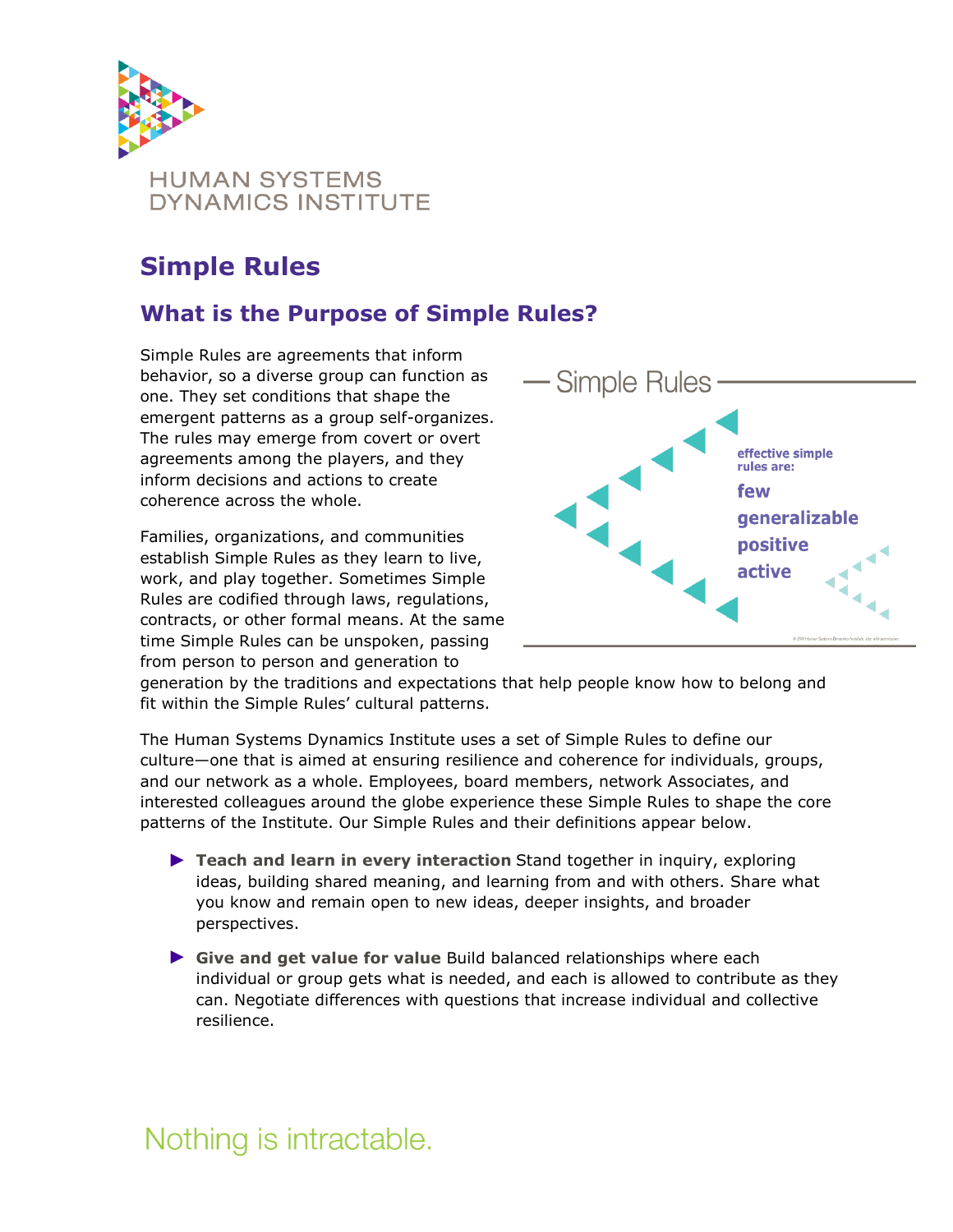# Simple Rules

## What is the Purpose of Simple Rules?

Simple Rules are agreements that inform behavior, so a diverse group can function as one. They set conditions that shape the emergent patterns as a group self-organizes. The rules may emerge from covert or overt agreements among the players, and they inform decisions and actions to create coherence across the whole.

Simple Rules

effective simple rules are:

few

generalizable

positive

active

Families, organizations, and communities establish Simple Rules as they learn to live, work, and play together. Sometimes Simple Rules are codified through laws, regulations, contracts, or other formal means. At the same time Simple Rules can be unspoken, passing from person to person and generation to generation by the traditions and expectations that help people know how to belong and fit within the Simple Rules' cultural patterns.

The Human Systems Dynamics Institute uses a set of Simple Rules to define our culture—one that is aimed at ensuring resilience and coherence for individuals, groups, and our network as a whole. Employees, board members, network Associates, and interested colleagues around the globe experience these Simple Rules to shape the core patterns of the Institute. Our Simple Rules and their definitions appear below.

- **Teach and learn in every interaction** Stand together in inquiry, exploring ideas, building shared meaning, and learning from and with others. Share what you know and remain open to new ideas, deeper insights, and broader perspectives.
- **Give and get value for value** Build balanced relationships where each individual or group gets what is needed, and each is allowed to contribute as they can. Negotiate differences with questions that increase individual and collective resilience.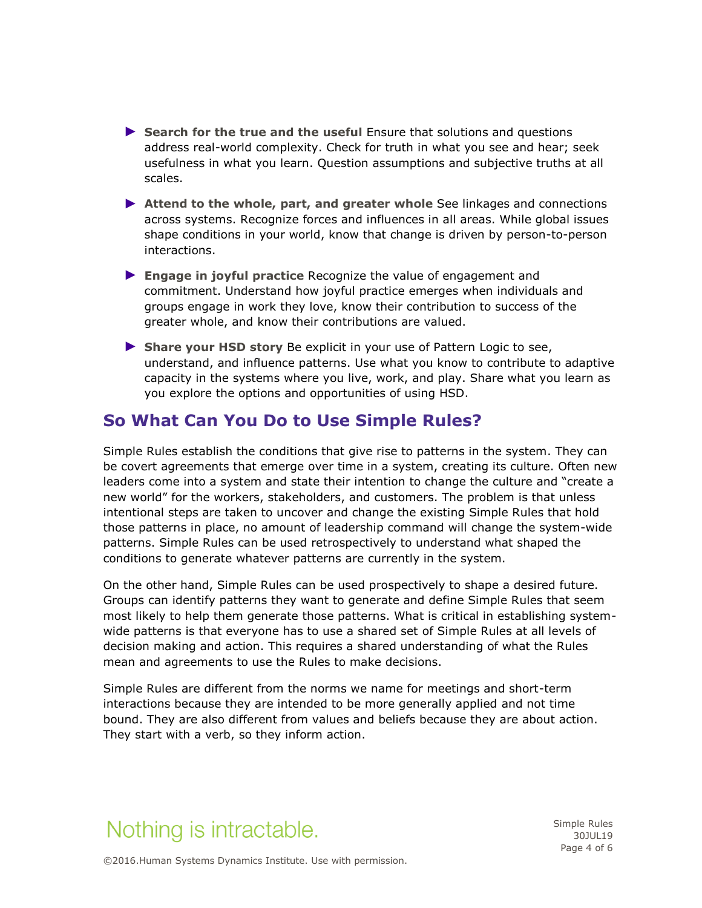- **Search for the true and the useful** Ensure that solutions and questions address real-world complexity. Check for truth in what you see and hear; seek usefulness in what you learn. Question assumptions and subjective truths at all scales.
- **Attend to the whole, part, and greater whole** See linkages and connections across systems. Recognize forces and influences in all areas. While global issues shape conditions in your world, know that change is driven by person-to-person interactions.
- **Engage in joyful practice** Recognize the value of engagement and commitment. Understand how joyful practice emerges when individuals and groups engage in work they love, know their contribution to success of the greater whole, and know their contributions are valued.
- **Share your HSD story** Be explicit in your use of Pattern Logic to see, understand, and influence patterns. Use what you know to contribute to adaptive capacity in the systems where you live, work, and play. Share what you learn as you explore the options and opportunities of using HSD.

## So What Can You Do to Use Simple Rules?

Simple Rules establish the conditions that give rise to patterns in the system. They can be covert agreements that emerge over time in a system, creating its culture. Often new leaders come into a system and state their intention to change the culture and "create a new world" for the workers, stakeholders, and customers. The problem is that unless intentional steps are taken to uncover and change the existing Simple Rules that hold those patterns in place, no amount of leadership command will change the system-wide patterns. Simple Rules can be used retrospectively to understand what shaped the conditions to generate whatever patterns are currently in the system.

On the other hand, Simple Rules can be used prospectively to shape a desired future. Groups can identify patterns they want to generate and define Simple Rules that seem most likely to help them generate those patterns. What is critical in establishing system-wide patterns is that everyone has to use a shared set of Simple Rules at all levels of decision making and action. This requires a shared understanding of what the Rules mean and agreements to use the Rules to make decisions.

Simple Rules are different from the norms we name for meetings and short-term interactions because they are intended to be more generally applied and not time bound. They are also different from values and beliefs because they are about action. They start with a verb, so they inform action.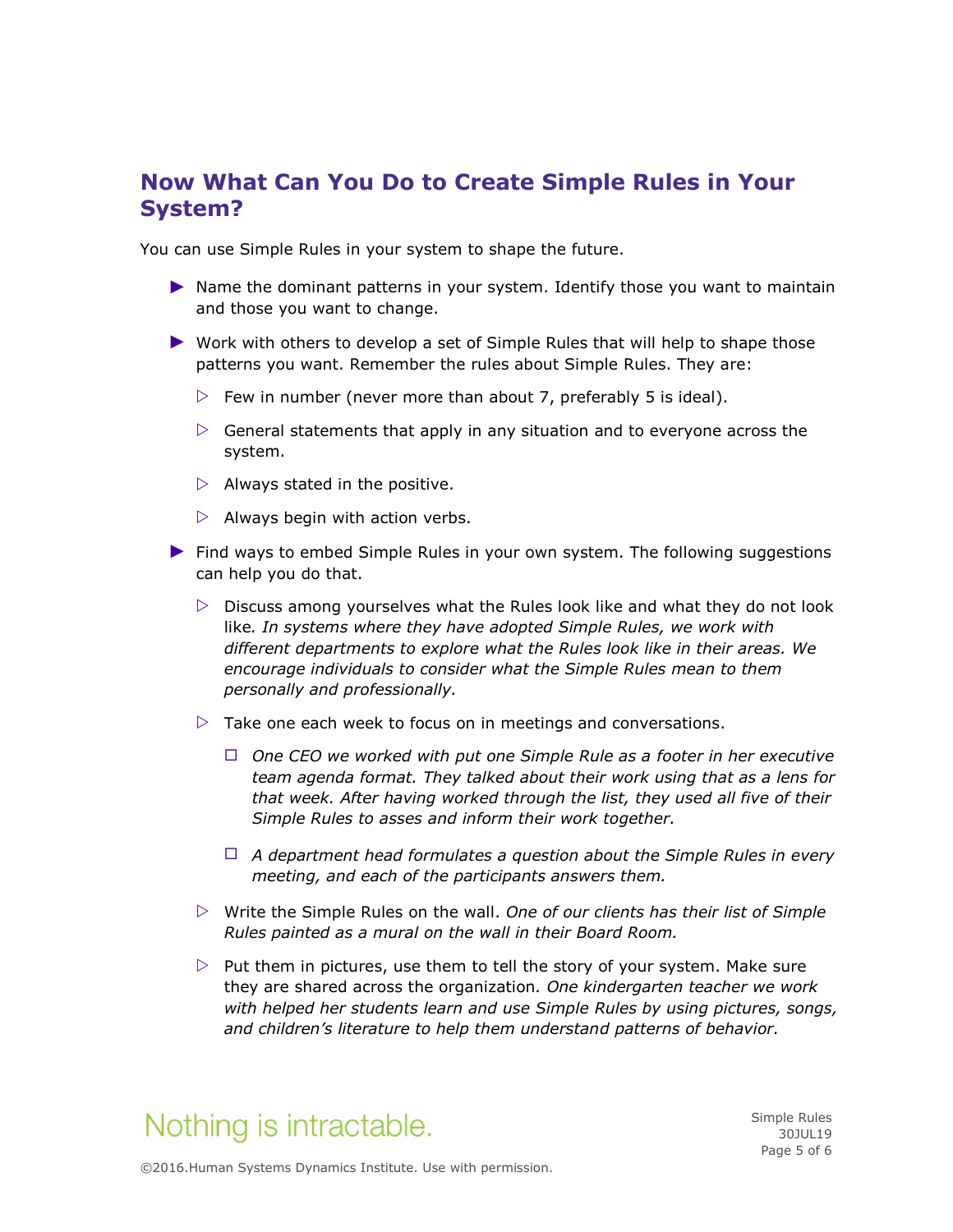## Now What Can You Do to Create Simple Rules in Your System?

You can use Simple Rules in your system to shape the future.

- Name the dominant patterns in your system. Identify those you want to maintain and those you want to change.
- Work with others to develop a set of Simple Rules that will help to shape those patterns you want. Remember the rules about Simple Rules. They are:
  - Few in number (never more than about 7, preferably 5 is ideal).
  - General statements that apply in any situation and to everyone across the system.
  - Always stated in the positive.
  - Always begin with action verbs.
- Find ways to embed Simple Rules in your own system. The following suggestions can help you do that.
  - Discuss among yourselves what the Rules look like and what they do not look like*. In systems where they have adopted Simple Rules, we work with different departments to explore what the Rules look like in their areas. We encourage individuals to consider what the Simple Rules mean to them personally and professionally.*
  - Take one each week to focus on in meetings and conversations.
    - *One CEO we worked with put one Simple Rule as a footer in her executive team agenda format. They talked about their work using that as a lens for that week. After having worked through the list, they used all five of their Simple Rules to asses and inform their work together.*
    - *A department head formulates a question about the Simple Rules in every meeting, and each of the participants answers them.*
  - Write the Simple Rules on the wall. *One of our clients has their list of Simple Rules painted as a mural on the wall in their Board Room.*
  - Put them in pictures, use them to tell the story of your system. Make sure they are shared across the organization*. One kindergarten teacher we work with helped her students learn and use Simple Rules by using pictures, songs, and children's literature to help them understand patterns of behavior.*

Nothing is intractable.

©2016.Human Systems Dynamics Institute. Use with permission.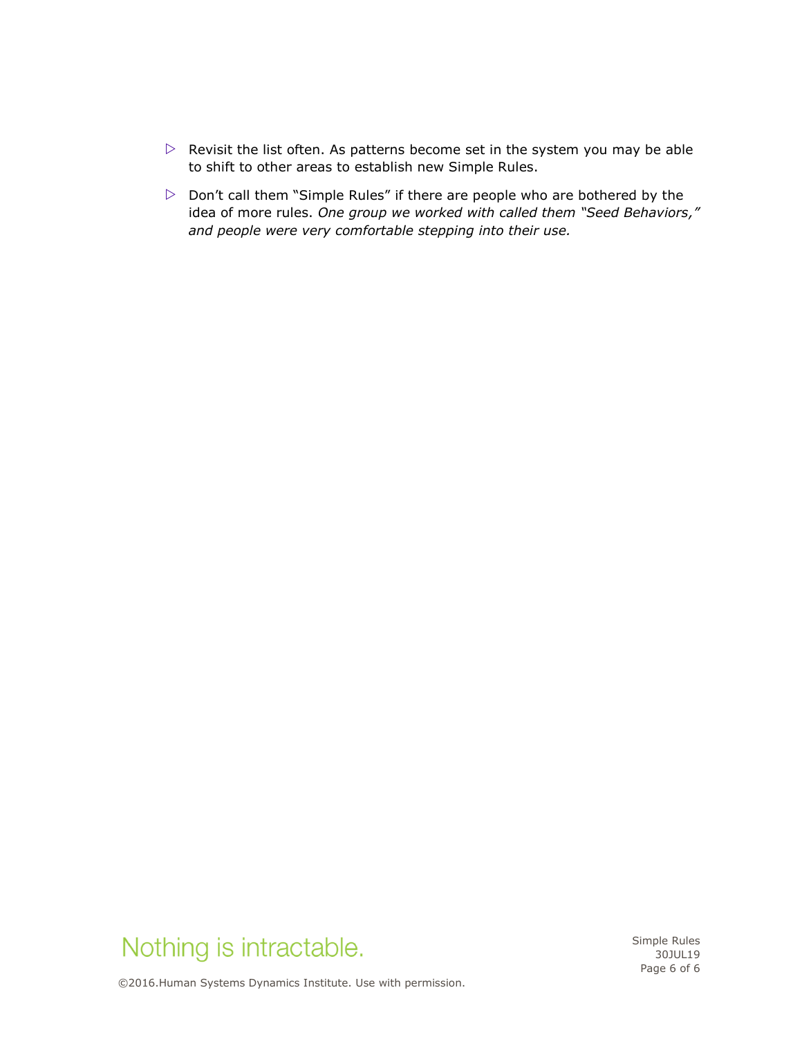- Revisit the list often. As patterns become set in the system you may be able to shift to other areas to establish new Simple Rules.
- Don't call them "Simple Rules" if there are people who are bothered by the idea of more rules. *One group we worked with called them "Seed Behaviors," and people were very comfortable stepping into their use.*